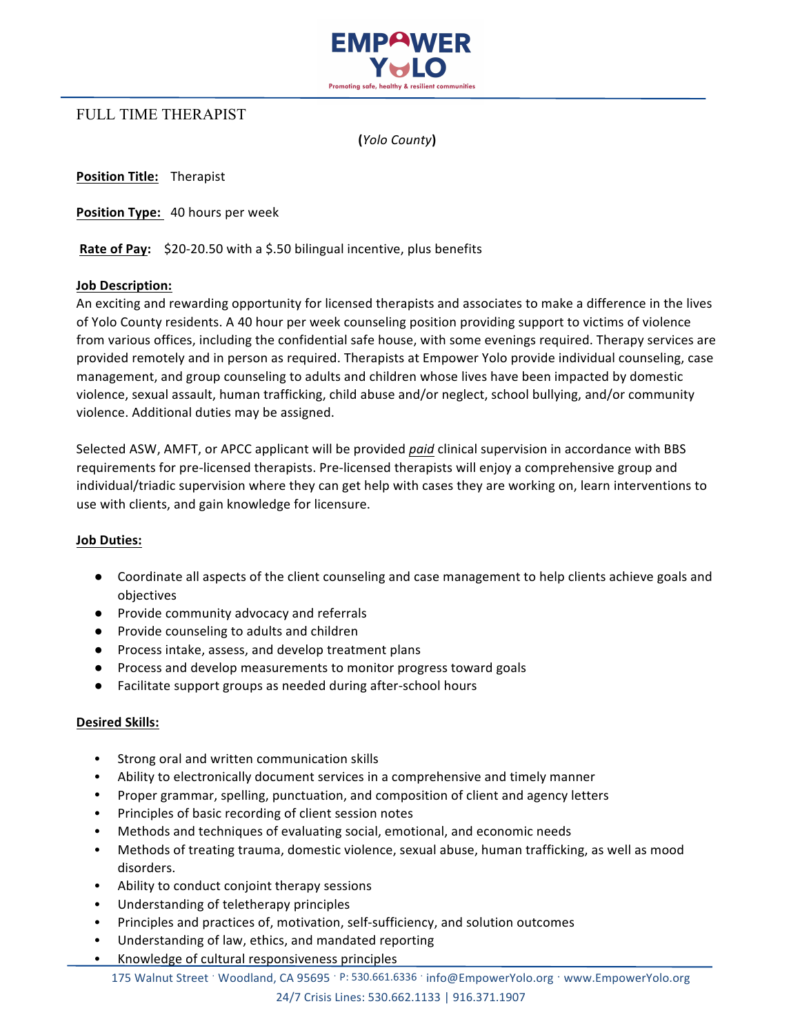EMPOWER YOLO

Promoting safe, healthy & resilient communities

# FULL TIME THERAPIST

**(***Yolo County***)**

**Position Title:** Therapist

**Position Type:** 40 hours per week

**Rate of Pay:** $20-20.50 with a $.50 bilingual incentive, plus benefits

**Job Description:**

An exciting and rewarding opportunity for licensed therapists and associates to make a difference in the lives of Yolo County residents. A 40 hour per week counseling position providing support to victims of violence from various offices, including the confidential safe house, with some evenings required. Therapy services are provided remotely and in person as required. Therapists at Empower Yolo provide individual counseling, case management, and group counseling to adults and children whose lives have been impacted by domestic violence, sexual assault, human trafficking, child abuse and/or neglect, school bullying, and/or community violence. Additional duties may be assigned.

Selected ASW, AMFT, or APCC applicant will be provided ***paid*** clinical supervision in accordance with BBS requirements for pre-licensed therapists. Pre-licensed therapists will enjoy a comprehensive group and individual/triadic supervision where they can get help with cases they are working on, learn interventions to use with clients, and gain knowledge for licensure.

**Job Duties:**

- Coordinate all aspects of the client counseling and case management to help clients achieve goals and objectives
- Provide community advocacy and referrals
- Provide counseling to adults and children
- Process intake, assess, and develop treatment plans
- Process and develop measurements to monitor progress toward goals
- Facilitate support groups as needed during after-school hours

**Desired Skills:**

- Strong oral and written communication skills
- Ability to electronically document services in a comprehensive and timely manner
- Proper grammar, spelling, punctuation, and composition of client and agency letters
- Principles of basic recording of client session notes
- Methods and techniques of evaluating social, emotional, and economic needs
- Methods of treating trauma, domestic violence, sexual abuse, human trafficking, as well as mood disorders.
- Ability to conduct conjoint therapy sessions
- Understanding of teletherapy principles
- Principles and practices of, motivation, self-sufficiency, and solution outcomes
- Understanding of law, ethics, and mandated reporting
- Knowledge of cultural responsiveness principles

175 Walnut Street · Woodland, CA 95695 · P: 530.661.6336 · info@EmpowerYolo.org · www.EmpowerYolo.org

24/7 Crisis Lines: 530.662.1133 | 916.371.1907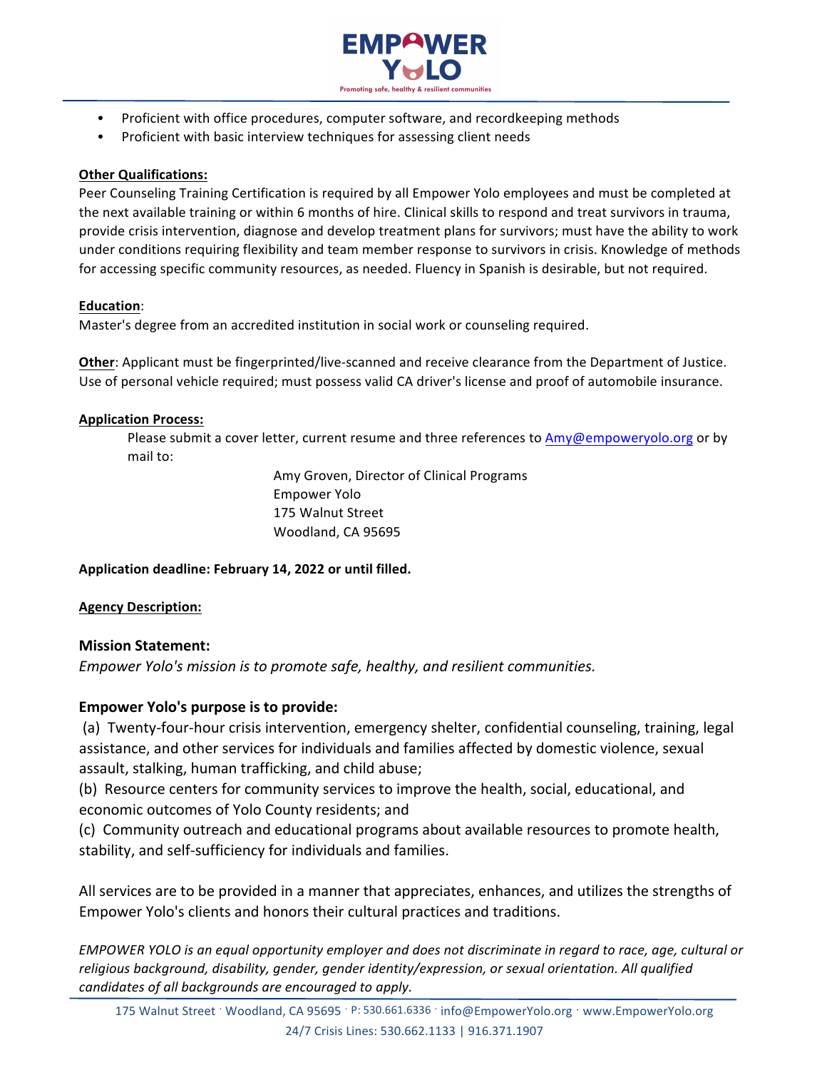- Proficient with office procedures, computer software, and recordkeeping methods
- Proficient with basic interview techniques for assessing client needs

**Other Qualifications:**

Peer Counseling Training Certification is required by all Empower Yolo employees and must be completed at the next available training or within 6 months of hire. Clinical skills to respond and treat survivors in trauma, provide crisis intervention, diagnose and develop treatment plans for survivors; must have the ability to work under conditions requiring flexibility and team member response to survivors in crisis. Knowledge of methods for accessing specific community resources, as needed. Fluency in Spanish is desirable, but not required.

**Education**:

Master's degree from an accredited institution in social work or counseling required.

**Other**: Applicant must be fingerprinted/live-scanned and receive clearance from the Department of Justice. Use of personal vehicle required; must possess valid CA driver's license and proof of automobile insurance.

**Application Process:**

Please submit a cover letter, current resume and three references to Amy@empoweryolo.org or by mail to:

Amy Groven, Director of Clinical Programs
Empower Yolo
175 Walnut Street
Woodland, CA 95695

**Application deadline: February 14, 2022 or until filled.**

**Agency Description:**

### Mission Statement:

*Empower Yolo's mission is to promote safe, healthy, and resilient communities.*

### Empower Yolo's purpose is to provide:

(a) Twenty-four-hour crisis intervention, emergency shelter, confidential counseling, training, legal assistance, and other services for individuals and families affected by domestic violence, sexual assault, stalking, human trafficking, and child abuse;

(b) Resource centers for community services to improve the health, social, educational, and economic outcomes of Yolo County residents; and

(c) Community outreach and educational programs about available resources to promote health, stability, and self-sufficiency for individuals and families.

All services are to be provided in a manner that appreciates, enhances, and utilizes the strengths of Empower Yolo's clients and honors their cultural practices and traditions.

*EMPOWER YOLO is an equal opportunity employer and does not discriminate in regard to race, age, cultural or religious background, disability, gender, gender identity/expression, or sexual orientation. All qualified candidates of all backgrounds are encouraged to apply.*